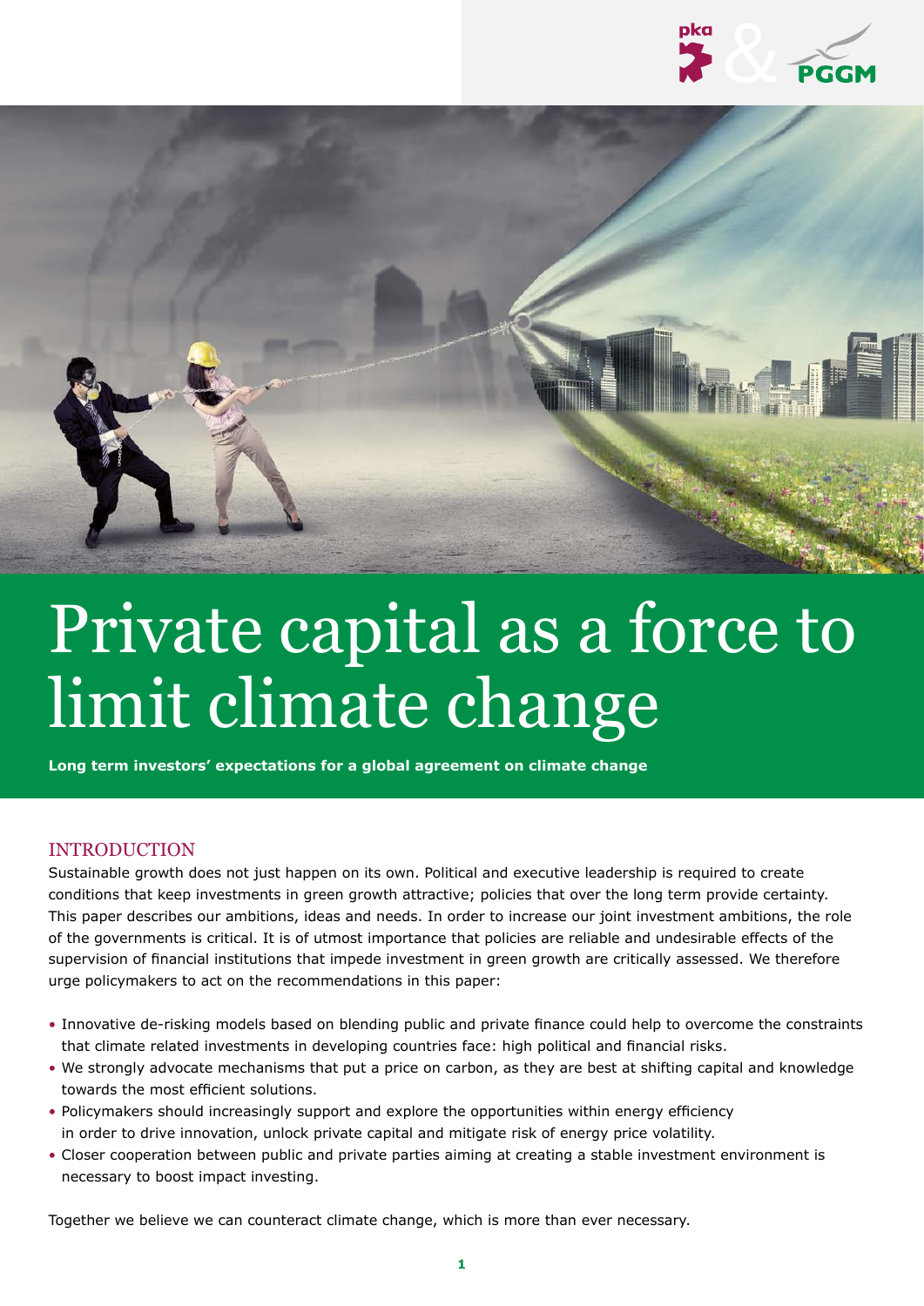# Private capital as a force to limit climate change

**Long term investors' expectations for a global agreement on climate change**

## INTRODUCTION

Sustainable growth does not just happen on its own. Political and executive leadership is required to create conditions that keep investments in green growth attractive; policies that over the long term provide certainty. This paper describes our ambitions, ideas and needs. In order to increase our joint investment ambitions, the role of the governments is critical. It is of utmost importance that policies are reliable and undesirable effects of the supervision of financial institutions that impede investment in green growth are critically assessed. We therefore urge policymakers to act on the recommendations in this paper:

- Innovative de-risking models based on blending public and private finance could help to overcome the constraints that climate related investments in developing countries face: high political and financial risks.
- We strongly advocate mechanisms that put a price on carbon, as they are best at shifting capital and knowledge towards the most efficient solutions.
- Policymakers should increasingly support and explore the opportunities within energy efficiency in order to drive innovation, unlock private capital and mitigate risk of energy price volatility.
- Closer cooperation between public and private parties aiming at creating a stable investment environment is necessary to boost impact investing.

Together we believe we can counteract climate change, which is more than ever necessary.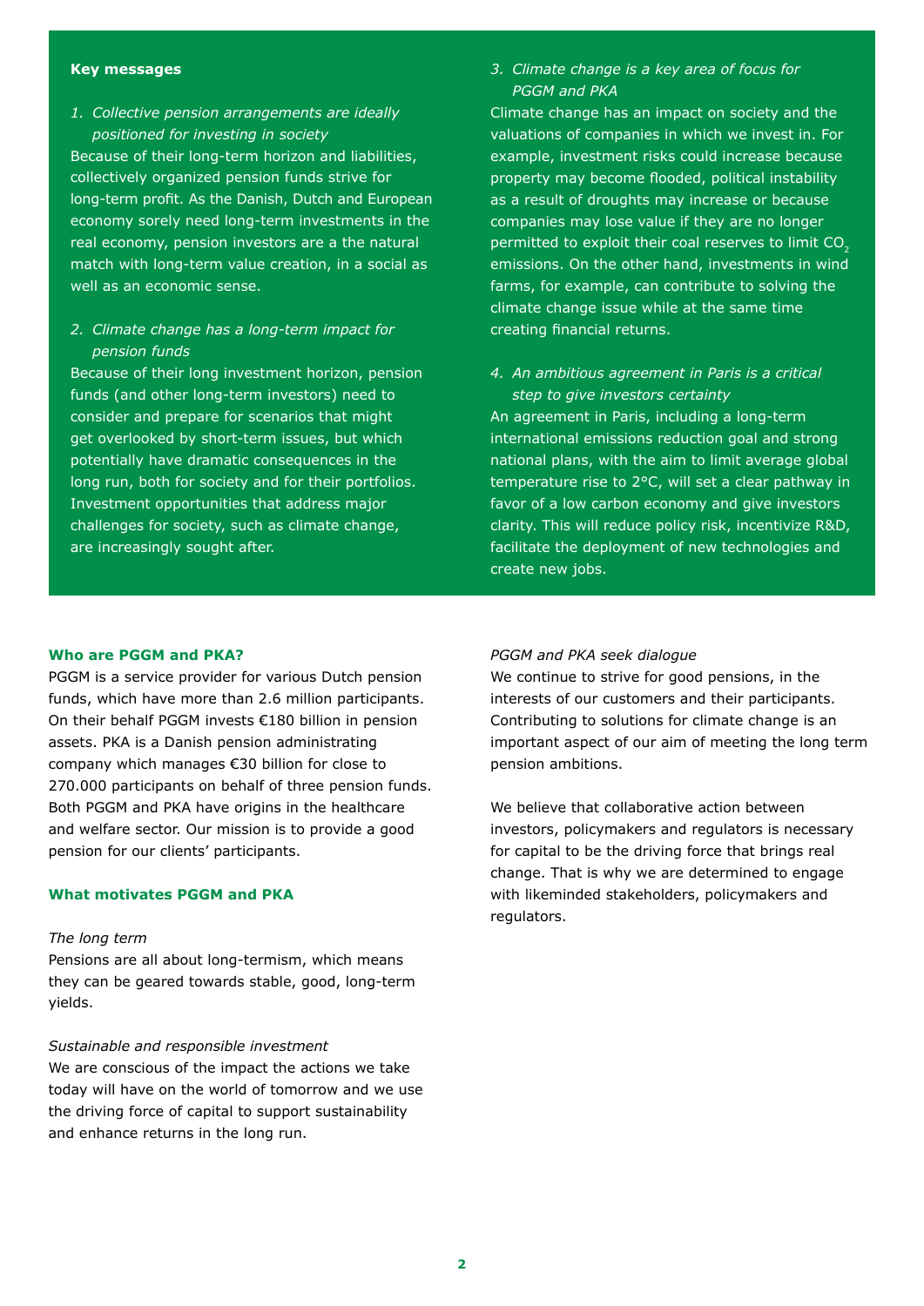**Key messages**

1. *Collective pension arrangements are ideally positioned for investing in society*

Because of their long-term horizon and liabilities, collectively organized pension funds strive for long-term profit. As the Danish, Dutch and European economy sorely need long-term investments in the real economy, pension investors are a the natural match with long-term value creation, in a social as well as an economic sense.

2. *Climate change has a long-term impact for pension funds*

Because of their long investment horizon, pension funds (and other long-term investors) need to consider and prepare for scenarios that might get overlooked by short-term issues, but which potentially have dramatic consequences in the long run, both for society and for their portfolios. Investment opportunities that address major challenges for society, such as climate change, are increasingly sought after.

3. *Climate change is a key area of focus for PGGM and PKA*

Climate change has an impact on society and the valuations of companies in which we invest in. For example, investment risks could increase because property may become flooded, political instability as a result of droughts may increase or because companies may lose value if they are no longer permitted to exploit their coal reserves to limit $CO_2$ emissions. On the other hand, investments in wind farms, for example, can contribute to solving the climate change issue while at the same time creating financial returns.

4. *An ambitious agreement in Paris is a critical step to give investors certainty*

An agreement in Paris, including a long-term international emissions reduction goal and strong national plans, with the aim to limit average global temperature rise to 2°C, will set a clear pathway in favor of a low carbon economy and give investors clarity. This will reduce policy risk, incentivize R&D, facilitate the deployment of new technologies and create new jobs.

### Who are PGGM and PKA?

PGGM is a service provider for various Dutch pension funds, which have more than 2.6 million participants. On their behalf PGGM invests €180 billion in pension assets. PKA is a Danish pension administrating company which manages €30 billion for close to 270.000 participants on behalf of three pension funds. Both PGGM and PKA have origins in the healthcare and welfare sector. Our mission is to provide a good pension for our clients' participants.

### What motivates PGGM and PKA

*The long term*

Pensions are all about long-termism, which means they can be geared towards stable, good, long-term yields.

*Sustainable and responsible investment*

We are conscious of the impact the actions we take today will have on the world of tomorrow and we use the driving force of capital to support sustainability and enhance returns in the long run.

*PGGM and PKA seek dialogue*

We continue to strive for good pensions, in the interests of our customers and their participants. Contributing to solutions for climate change is an important aspect of our aim of meeting the long term pension ambitions.

We believe that collaborative action between investors, policymakers and regulators is necessary for capital to be the driving force that brings real change. That is why we are determined to engage with likeminded stakeholders, policymakers and regulators.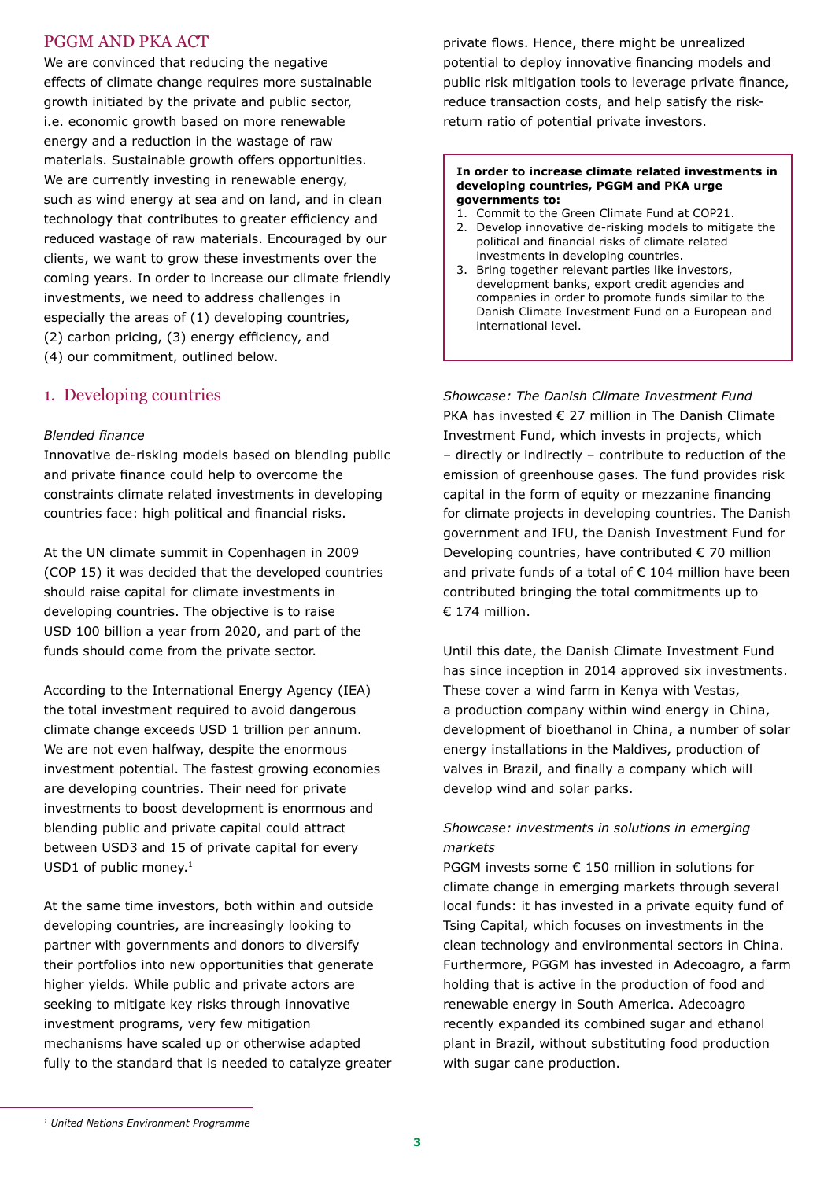## PGGM AND PKA ACT

We are convinced that reducing the negative effects of climate change requires more sustainable growth initiated by the private and public sector, i.e. economic growth based on more renewable energy and a reduction in the wastage of raw materials. Sustainable growth offers opportunities. We are currently investing in renewable energy, such as wind energy at sea and on land, and in clean technology that contributes to greater efficiency and reduced wastage of raw materials. Encouraged by our clients, we want to grow these investments over the coming years. In order to increase our climate friendly investments, we need to address challenges in especially the areas of (1) developing countries, (2) carbon pricing, (3) energy efficiency, and (4) our commitment, outlined below.

## 1. Developing countries

*Blended finance*

Innovative de-risking models based on blending public and private finance could help to overcome the constraints climate related investments in developing countries face: high political and financial risks.

At the UN climate summit in Copenhagen in 2009 (COP 15) it was decided that the developed countries should raise capital for climate investments in developing countries. The objective is to raise USD 100 billion a year from 2020, and part of the funds should come from the private sector.

According to the International Energy Agency (IEA) the total investment required to avoid dangerous climate change exceeds USD 1 trillion per annum. We are not even halfway, despite the enormous investment potential. The fastest growing economies are developing countries. Their need for private investments to boost development is enormous and blending public and private capital could attract between USD3 and 15 of private capital for every USD1 of public money.[1]

At the same time investors, both within and outside developing countries, are increasingly looking to partner with governments and donors to diversify their portfolios into new opportunities that generate higher yields. While public and private actors are seeking to mitigate key risks through innovative investment programs, very few mitigation mechanisms have scaled up or otherwise adapted fully to the standard that is needed to catalyze greater private flows. Hence, there might be unrealized potential to deploy innovative financing models and public risk mitigation tools to leverage private finance, reduce transaction costs, and help satisfy the risk-return ratio of potential private investors.

**In order to increase climate related investments in developing countries, PGGM and PKA urge governments to:**

1. Commit to the Green Climate Fund at COP21.
2. Develop innovative de-risking models to mitigate the political and financial risks of climate related investments in developing countries.
3. Bring together relevant parties like investors, development banks, export credit agencies and companies in order to promote funds similar to the Danish Climate Investment Fund on a European and international level.

*Showcase: The Danish Climate Investment Fund*

PKA has invested € 27 million in The Danish Climate Investment Fund, which invests in projects, which – directly or indirectly – contribute to reduction of the emission of greenhouse gases. The fund provides risk capital in the form of equity or mezzanine financing for climate projects in developing countries. The Danish government and IFU, the Danish Investment Fund for Developing countries, have contributed € 70 million and private funds of a total of € 104 million have been contributed bringing the total commitments up to € 174 million.

Until this date, the Danish Climate Investment Fund has since inception in 2014 approved six investments. These cover a wind farm in Kenya with Vestas, a production company within wind energy in China, development of bioethanol in China, a number of solar energy installations in the Maldives, production of valves in Brazil, and finally a company which will develop wind and solar parks.

*Showcase: investments in solutions in emerging markets*

PGGM invests some € 150 million in solutions for climate change in emerging markets through several local funds: it has invested in a private equity fund of Tsing Capital, which focuses on investments in the clean technology and environmental sectors in China. Furthermore, PGGM has invested in Adecoagro, a farm holding that is active in the production of food and renewable energy in South America. Adecoagro recently expanded its combined sugar and ethanol plant in Brazil, without substituting food production with sugar cane production.

---

[1] *United Nations Environment Programme*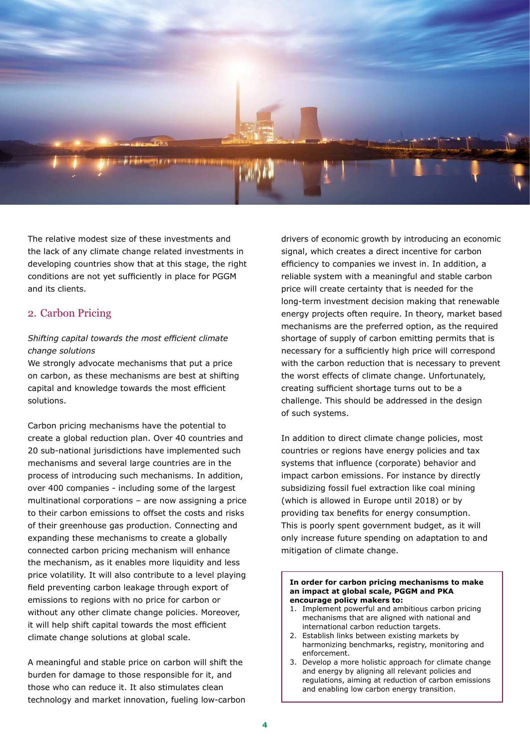The relative modest size of these investments and the lack of any climate change related investments in developing countries show that at this stage, the right conditions are not yet sufficiently in place for PGGM and its clients.

## 2. Carbon Pricing

*Shifting capital towards the most efficient climate change solutions*

We strongly advocate mechanisms that put a price on carbon, as these mechanisms are best at shifting capital and knowledge towards the most efficient solutions.

Carbon pricing mechanisms have the potential to create a global reduction plan. Over 40 countries and 20 sub-national jurisdictions have implemented such mechanisms and several large countries are in the process of introducing such mechanisms. In addition, over 400 companies - including some of the largest multinational corporations – are now assigning a price to their carbon emissions to offset the costs and risks of their greenhouse gas production. Connecting and expanding these mechanisms to create a globally connected carbon pricing mechanism will enhance the mechanism, as it enables more liquidity and less price volatility. It will also contribute to a level playing field preventing carbon leakage through export of emissions to regions with no price for carbon or without any other climate change policies. Moreover, it will help shift capital towards the most efficient climate change solutions at global scale.

A meaningful and stable price on carbon will shift the burden for damage to those responsible for it, and those who can reduce it. It also stimulates clean technology and market innovation, fueling low-carbon drivers of economic growth by introducing an economic signal, which creates a direct incentive for carbon efficiency to companies we invest in. In addition, a reliable system with a meaningful and stable carbon price will create certainty that is needed for the long-term investment decision making that renewable energy projects often require. In theory, market based mechanisms are the preferred option, as the required shortage of supply of carbon emitting permits that is necessary for a sufficiently high price will correspond with the carbon reduction that is necessary to prevent the worst effects of climate change. Unfortunately, creating sufficient shortage turns out to be a challenge. This should be addressed in the design of such systems.

In addition to direct climate change policies, most countries or regions have energy policies and tax systems that influence (corporate) behavior and impact carbon emissions. For instance by directly subsidizing fossil fuel extraction like coal mining (which is allowed in Europe until 2018) or by providing tax benefits for energy consumption. This is poorly spent government budget, as it will only increase future spending on adaptation to and mitigation of climate change.

**In order for carbon pricing mechanisms to make an impact at global scale, PGGM and PKA encourage policy makers to:**

1. Implement powerful and ambitious carbon pricing mechanisms that are aligned with national and international carbon reduction targets.
2. Establish links between existing markets by harmonizing benchmarks, registry, monitoring and enforcement.
3. Develop a more holistic approach for climate change and energy by aligning all relevant policies and regulations, aiming at reduction of carbon emissions and enabling low carbon energy transition.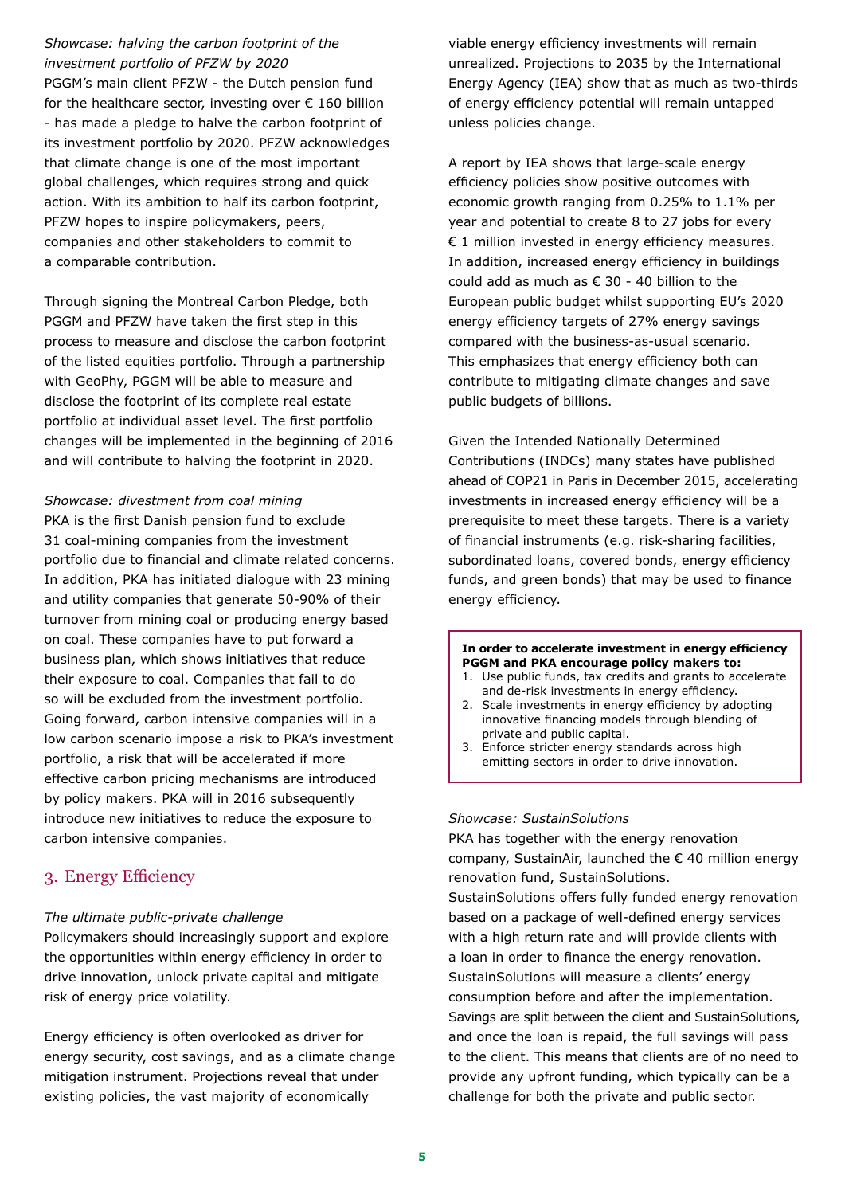*Showcase: halving the carbon footprint of the investment portfolio of PFZW by 2020*

PGGM's main client PFZW - the Dutch pension fund for the healthcare sector, investing over € 160 billion - has made a pledge to halve the carbon footprint of its investment portfolio by 2020. PFZW acknowledges that climate change is one of the most important global challenges, which requires strong and quick action. With its ambition to half its carbon footprint, PFZW hopes to inspire policymakers, peers, companies and other stakeholders to commit to a comparable contribution.

Through signing the Montreal Carbon Pledge, both PGGM and PFZW have taken the first step in this process to measure and disclose the carbon footprint of the listed equities portfolio. Through a partnership with GeoPhy, PGGM will be able to measure and disclose the footprint of its complete real estate portfolio at individual asset level. The first portfolio changes will be implemented in the beginning of 2016 and will contribute to halving the footprint in 2020.

*Showcase: divestment from coal mining*

PKA is the first Danish pension fund to exclude 31 coal-mining companies from the investment portfolio due to financial and climate related concerns. In addition, PKA has initiated dialogue with 23 mining and utility companies that generate 50-90% of their turnover from mining coal or producing energy based on coal. These companies have to put forward a business plan, which shows initiatives that reduce their exposure to coal. Companies that fail to do so will be excluded from the investment portfolio. Going forward, carbon intensive companies will in a low carbon scenario impose a risk to PKA's investment portfolio, a risk that will be accelerated if more effective carbon pricing mechanisms are introduced by policy makers. PKA will in 2016 subsequently introduce new initiatives to reduce the exposure to carbon intensive companies.

## 3. Energy Efficiency

*The ultimate public-private challenge*

Policymakers should increasingly support and explore the opportunities within energy efficiency in order to drive innovation, unlock private capital and mitigate risk of energy price volatility.

Energy efficiency is often overlooked as driver for energy security, cost savings, and as a climate change mitigation instrument. Projections reveal that under existing policies, the vast majority of economically viable energy efficiency investments will remain unrealized. Projections to 2035 by the International Energy Agency (IEA) show that as much as two-thirds of energy efficiency potential will remain untapped unless policies change.

A report by IEA shows that large-scale energy efficiency policies show positive outcomes with economic growth ranging from 0.25% to 1.1% per year and potential to create 8 to 27 jobs for every € 1 million invested in energy efficiency measures. In addition, increased energy efficiency in buildings could add as much as € 30 - 40 billion to the European public budget whilst supporting EU's 2020 energy efficiency targets of 27% energy savings compared with the business-as-usual scenario. This emphasizes that energy efficiency both can contribute to mitigating climate changes and save public budgets of billions.

Given the Intended Nationally Determined Contributions (INDCs) many states have published ahead of COP21 in Paris in December 2015, accelerating investments in increased energy efficiency will be a prerequisite to meet these targets. There is a variety of financial instruments (e.g. risk-sharing facilities, subordinated loans, covered bonds, energy efficiency funds, and green bonds) that may be used to finance energy efficiency.

**In order to accelerate investment in energy efficiency PGGM and PKA encourage policy makers to:**

1. Use public funds, tax credits and grants to accelerate and de-risk investments in energy efficiency.
2. Scale investments in energy efficiency by adopting innovative financing models through blending of private and public capital.
3. Enforce stricter energy standards across high emitting sectors in order to drive innovation.

*Showcase: SustainSolutions*

PKA has together with the energy renovation company, SustainAir, launched the € 40 million energy renovation fund, SustainSolutions. SustainSolutions offers fully funded energy renovation based on a package of well-defined energy services with a high return rate and will provide clients with a loan in order to finance the energy renovation. SustainSolutions will measure a clients' energy consumption before and after the implementation. Savings are split between the client and SustainSolutions, and once the loan is repaid, the full savings will pass to the client. This means that clients are of no need to provide any upfront funding, which typically can be a challenge for both the private and public sector.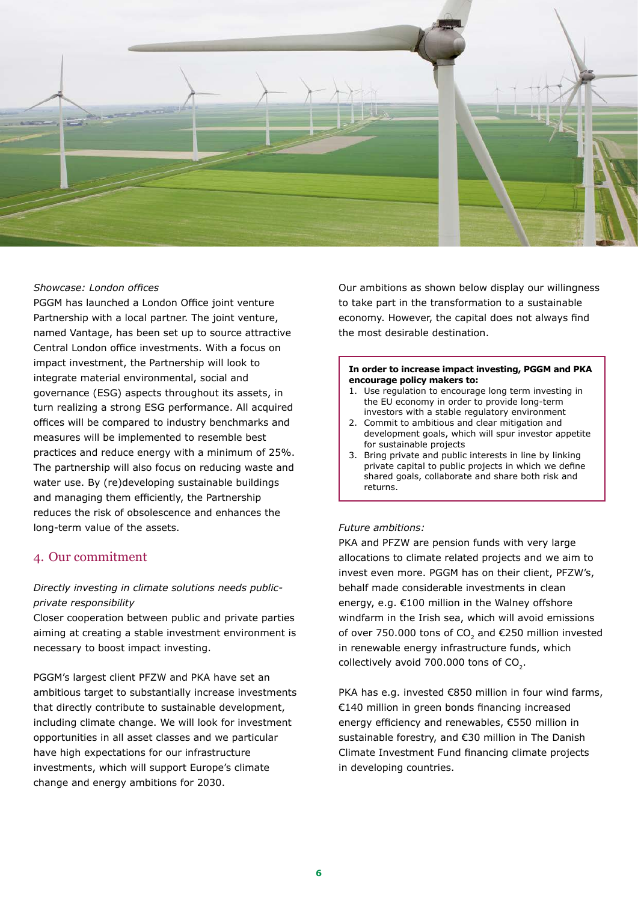*Showcase: London offices*
PGGM has launched a London Office joint venture Partnership with a local partner. The joint venture, named Vantage, has been set up to source attractive Central London office investments. With a focus on impact investment, the Partnership will look to integrate material environmental, social and governance (ESG) aspects throughout its assets, in turn realizing a strong ESG performance. All acquired offices will be compared to industry benchmarks and measures will be implemented to resemble best practices and reduce energy with a minimum of 25%. The partnership will also focus on reducing waste and water use. By (re)developing sustainable buildings and managing them efficiently, the Partnership reduces the risk of obsolescence and enhances the long-term value of the assets.

## 4. Our commitment

*Directly investing in climate solutions needs public-private responsibility*
Closer cooperation between public and private parties aiming at creating a stable investment environment is necessary to boost impact investing.

PGGM's largest client PFZW and PKA have set an ambitious target to substantially increase investments that directly contribute to sustainable development, including climate change. We will look for investment opportunities in all asset classes and we particular have high expectations for our infrastructure investments, which will support Europe's climate change and energy ambitions for 2030.

Our ambitions as shown below display our willingness to take part in the transformation to a sustainable economy. However, the capital does not always find the most desirable destination.

**In order to increase impact investing, PGGM and PKA encourage policy makers to:**

1. Use regulation to encourage long term investing in the EU economy in order to provide long-term investors with a stable regulatory environment
2. Commit to ambitious and clear mitigation and development goals, which will spur investor appetite for sustainable projects
3. Bring private and public interests in line by linking private capital to public projects in which we define shared goals, collaborate and share both risk and returns.

*Future ambitions:*
PKA and PFZW are pension funds with very large allocations to climate related projects and we aim to invest even more. PGGM has on their client, PFZW's, behalf made considerable investments in clean energy, e.g. €100 million in the Walney offshore windfarm in the Irish sea, which will avoid emissions of over 750.000 tons of $CO_2$ and €250 million invested in renewable energy infrastructure funds, which collectively avoid 700.000 tons of $CO_2$.

PKA has e.g. invested €850 million in four wind farms, €140 million in green bonds financing increased energy efficiency and renewables, €550 million in sustainable forestry, and €30 million in The Danish Climate Investment Fund financing climate projects in developing countries.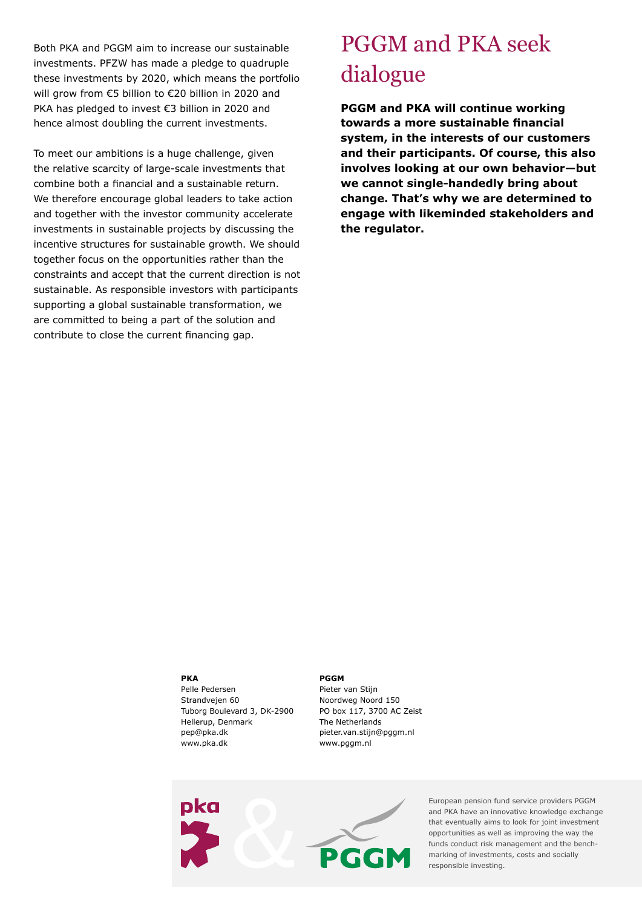Both PKA and PGGM aim to increase our sustainable investments. PFZW has made a pledge to quadruple these investments by 2020, which means the portfolio will grow from €5 billion to €20 billion in 2020 and PKA has pledged to invest €3 billion in 2020 and hence almost doubling the current investments.

To meet our ambitions is a huge challenge, given the relative scarcity of large-scale investments that combine both a financial and a sustainable return. We therefore encourage global leaders to take action and together with the investor community accelerate investments in sustainable projects by discussing the incentive structures for sustainable growth. We should together focus on the opportunities rather than the constraints and accept that the current direction is not sustainable. As responsible investors with participants supporting a global sustainable transformation, we are committed to being a part of the solution and contribute to close the current financing gap.

# PGGM and PKA seek dialogue

**PGGM and PKA will continue working towards a more sustainable financial system, in the interests of our customers and their participants. Of course, this also involves looking at our own behavior—but we cannot single-handedly bring about change. That's why we are determined to engage with likeminded stakeholders and the regulator.**

**PKA**
Pelle Pedersen
Strandvejen 60
Tuborg Boulevard 3, DK-2900
Hellerup, Denmark
pep@pka.dk
www.pka.dk

**PGGM**
Pieter van Stijn
Noordweg Noord 150
PO box 117, 3700 AC Zeist
The Netherlands
pieter.van.stijn@pggm.nl
www.pggm.nl

pka & PGGM

European pension fund service providers PGGM and PKA have an innovative knowledge exchange that eventually aims to look for joint investment opportunities as well as improving the way the funds conduct risk management and the benchmarking of investments, costs and socially responsible investing.